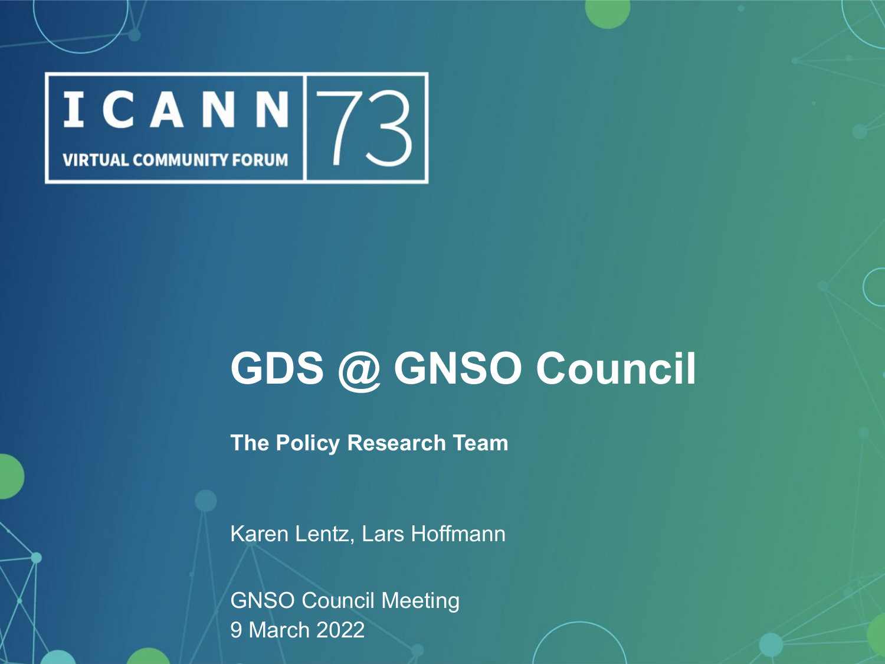ICANN 73

VIRTUAL COMMUNITY FORUM

# GDS @ GNSO Council

**The Policy Research Team**

Karen Lentz, Lars Hoffmann

GNSO Council Meeting
9 March 2022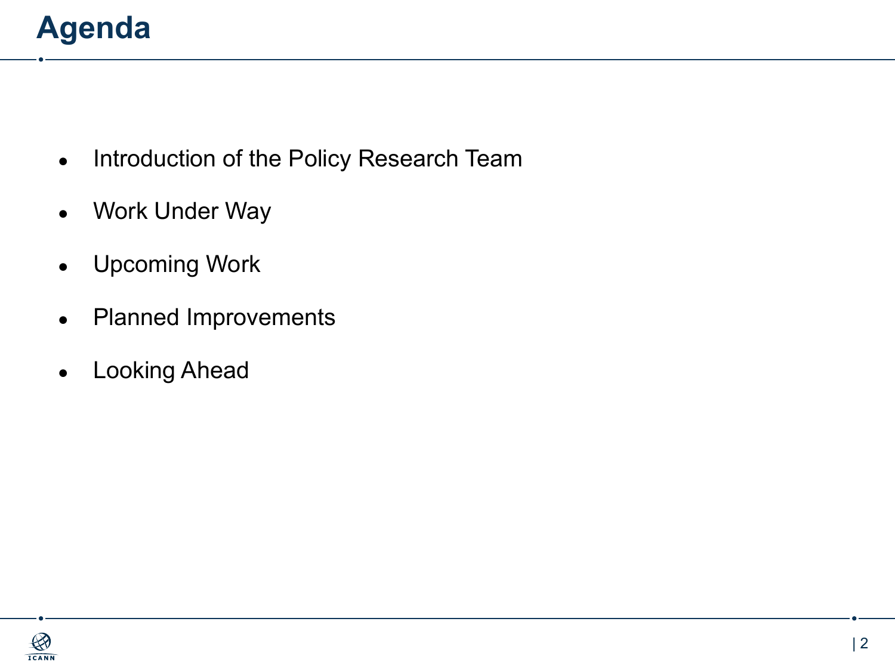# Agenda

- Introduction of the Policy Research Team
- Work Under Way
- Upcoming Work
- Planned Improvements
- Looking Ahead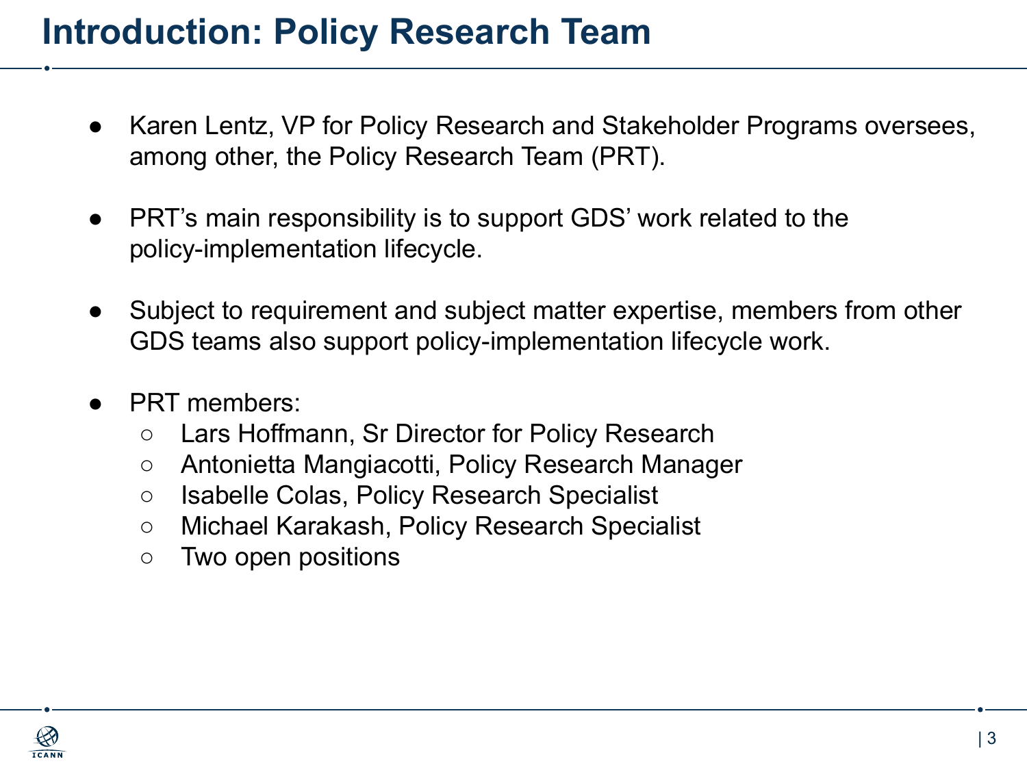# Introduction: Policy Research Team

- Karen Lentz, VP for Policy Research and Stakeholder Programs oversees, among other, the Policy Research Team (PRT).

- PRT's main responsibility is to support GDS' work related to the policy-implementation lifecycle.

- Subject to requirement and subject matter expertise, members from other GDS teams also support policy-implementation lifecycle work.

- PRT members:
  - Lars Hoffmann, Sr Director for Policy Research
  - Antonietta Mangiacotti, Policy Research Manager
  - Isabelle Colas, Policy Research Specialist
  - Michael Karakash, Policy Research Specialist
  - Two open positions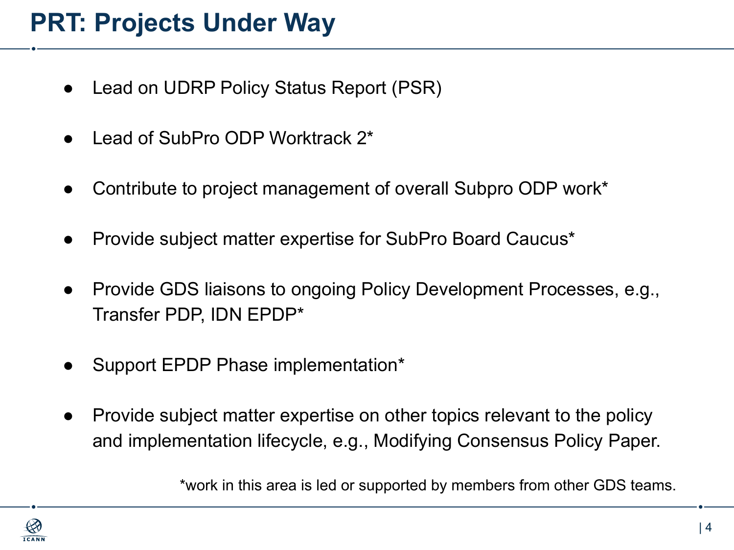# PRT: Projects Under Way

- Lead on UDRP Policy Status Report (PSR)
- Lead of SubPro ODP Worktrack 2*
- Contribute to project management of overall Subpro ODP work*
- Provide subject matter expertise for SubPro Board Caucus*
- Provide GDS liaisons to ongoing Policy Development Processes, e.g., Transfer PDP, IDN EPDP*
- Support EPDP Phase implementation*
- Provide subject matter expertise on other topics relevant to the policy and implementation lifecycle, e.g., Modifying Consensus Policy Paper.

*work in this area is led or supported by members from other GDS teams.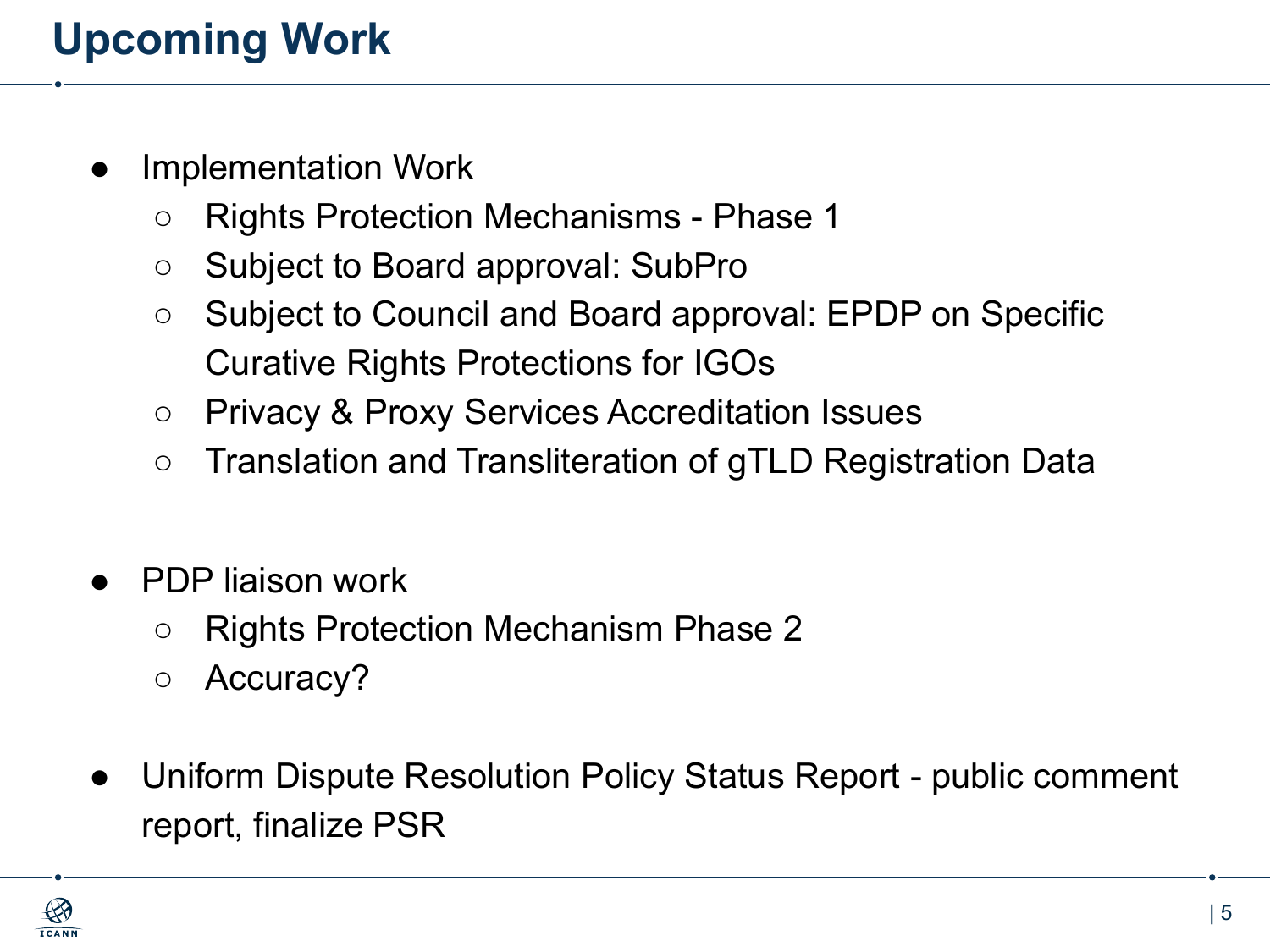# Upcoming Work

- Implementation Work
  - Rights Protection Mechanisms - Phase 1
  - Subject to Board approval: SubPro
  - Subject to Council and Board approval: EPDP on Specific Curative Rights Protections for IGOs
  - Privacy & Proxy Services Accreditation Issues
  - Translation and Transliteration of gTLD Registration Data

- PDP liaison work
  - Rights Protection Mechanism Phase 2
  - Accuracy?

- Uniform Dispute Resolution Policy Status Report - public comment report, finalize PSR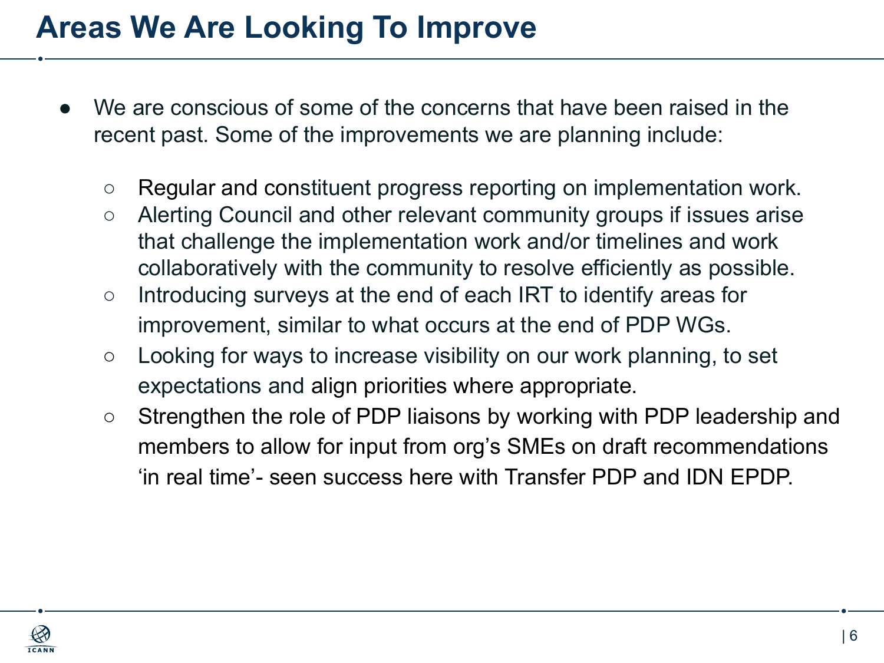# Areas We Are Looking To Improve

- We are conscious of some of the concerns that have been raised in the recent past. Some of the improvements we are planning include:
  - Regular and constituent progress reporting on implementation work.
  - Alerting Council and other relevant community groups if issues arise that challenge the implementation work and/or timelines and work collaboratively with the community to resolve efficiently as possible.
  - Introducing surveys at the end of each IRT to identify areas for improvement, similar to what occurs at the end of PDP WGs.
  - Looking for ways to increase visibility on our work planning, to set expectations and align priorities where appropriate.
  - Strengthen the role of PDP liaisons by working with PDP leadership and members to allow for input from org's SMEs on draft recommendations 'in real time'- seen success here with Transfer PDP and IDN EPDP.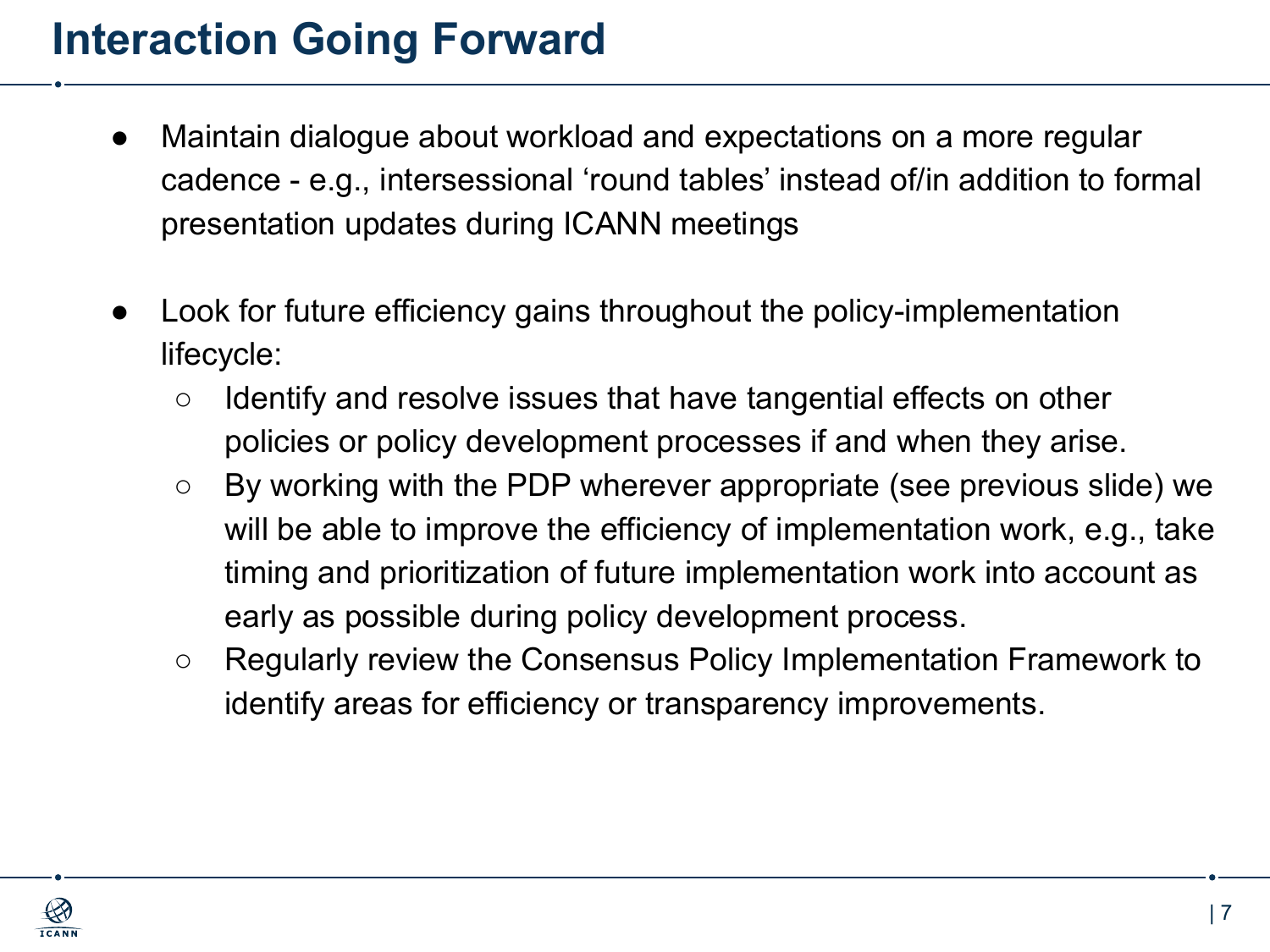# Interaction Going Forward

- Maintain dialogue about workload and expectations on a more regular cadence - e.g., intersessional 'round tables' instead of/in addition to formal presentation updates during ICANN meetings

- Look for future efficiency gains throughout the policy-implementation lifecycle:
  - Identify and resolve issues that have tangential effects on other policies or policy development processes if and when they arise.
  - By working with the PDP wherever appropriate (see previous slide) we will be able to improve the efficiency of implementation work, e.g., take timing and prioritization of future implementation work into account as early as possible during policy development process.
  - Regularly review the Consensus Policy Implementation Framework to identify areas for efficiency or transparency improvements.